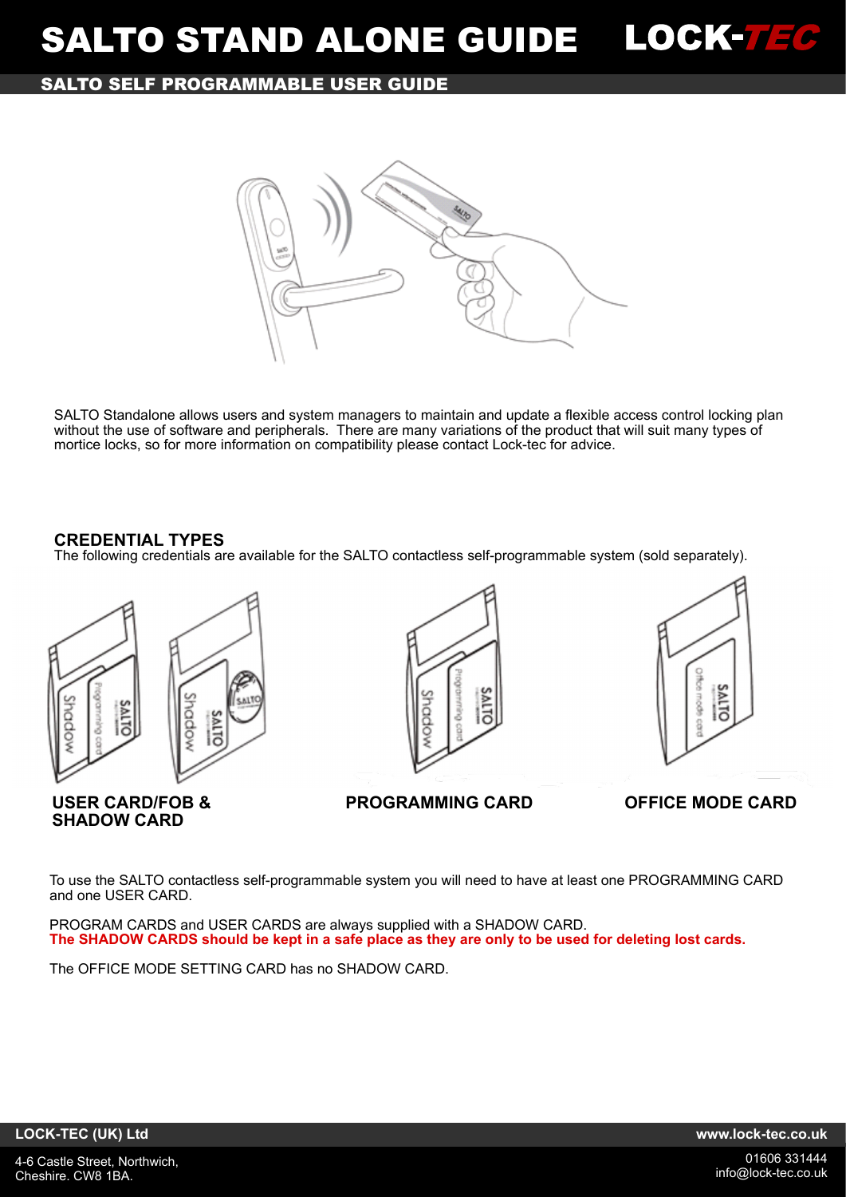# SALTO STAND ALONE GUIDE

LOCK-TEC

## SALTO SELF PROGRAMMABLE USER GUIDE

SALTO Standalone allows users and system managers to maintain and update a flexible access control locking plan without the use of software and peripherals. There are many variations of the product that will suit many types of mortice locks, so for more information on compatibility please contact Lock-tec for advice.

### CREDENTIAL TYPES

The following credentials are available for the SALTO contactless self-programmable system (sold separately).

**USER CARD/FOB & SHADOW CARD**

**PROGRAMMING CARD**

**OFFICE MODE CARD**

To use the SALTO contactless self-programmable system you will need to have at least one PROGRAMMING CARD and one USER CARD.

PROGRAM CARDS and USER CARDS are always supplied with a SHADOW CARD.
**The SHADOW CARDS should be kept in a safe place as they are only to be used for deleting lost cards.**

The OFFICE MODE SETTING CARD has no SHADOW CARD.

**LOCK-TEC (UK) Ltd**

4-6 Castle Street, Northwich,
Cheshire. CW8 1BA.

www.lock-tec.co.uk

01606 331444
info@lock-tec.co.uk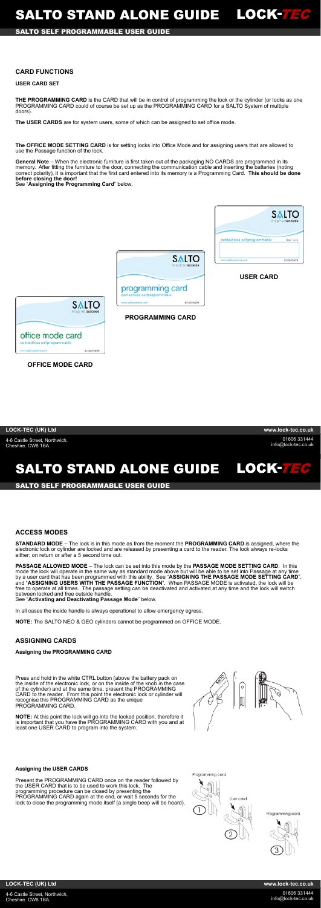### CARD FUNCTIONS

**USER CARD SET**

**THE PROGRAMMING CARD** is the CARD that will be in control of programming the lock or the cylinder (or locks as one PROGRAMMING CARD could of course be set up as the PROGRAMMING CARD for a SALTO System of multiple doors).

**The USER CARDS** are for system users, some of which can be assigned to set office mode.

**The OFFICE MODE SETTING CARD** is for setting locks into Office Mode and for assigning users that are allowed to use the Passage function of the lock.

**General Note** – When the electronic furniture is first taken out of the packaging NO CARDS are programmed in its memory. After fitting the furniture to the door, connecting the communication cable and inserting the batteries (noting correct polarity), it is important that the first card entered into its memory is a Programming Card. **This should be done before closing the door!**
See "**Assigning the Programming Card**" below.

**USER CARD**

**PROGRAMMING CARD**

**OFFICE MODE CARD**

### ACCESS MODES

**STANDARD MODE** – The lock is in this mode as from the moment the **PROGRAMMING CARD** is assigned, where the electronic lock or cylinder are locked and are released by presenting a card to the reader. The lock always re-locks either; on return or after a 5 second time out.

**PASSAGE ALLOWED MODE** – The lock can be set into this mode by the **PASSAGE MODE SETTING CARD**. In this mode the lock will operate in the same way as standard mode above but will be able to be set into Passage at any time by a user card that has been programmed with this ability. See "**ASSIGNING THE PASSAGE MODE SETTING CARD**", and "**ASSIGNING USERS WITH THE PASSAGE FUNCTION**". When PASSAGE MODE is activated, the lock will be free to operate at all times. The passage setting can be deactivated and activated at any time and the lock will switch between locked and free outside handle.
See "**Activating and Deactivating Passage Mode**" below.

In all cases the inside handle is always operational to allow emergency egress.

**NOTE:** The SALTO NEO & GEO cylinders cannot be programmed on OFFICE MODE.

### ASSIGNING CARDS

**Assigning the PROGRAMMING CARD**

Press and hold in the white CTRL button (above the battery pack on the inside of the electronic lock, or on the inside of the knob in the case of the cylinder) and at the same time, present the PROGRAMMING CARD to the reader. From this point the electronic lock or cylinder will recognise this PROGRAMMING CARD as the unique PROGRAMMING CARD.

**NOTE:** At this point the lock will go into the locked position, therefore it is important that you have the PROGRAMMING CARD with you and at least one USER CARD to program into the system.

**Assigning the USER CARDS**

Present the PROGRAMMING CARD once on the reader followed by the USER CARD that is to be used to work this lock. The programming procedure can be closed by presenting the PROGRAMMING CARD again at the end, or wait 5 seconds for the lock to close the programming mode itself (a single beep will be heard).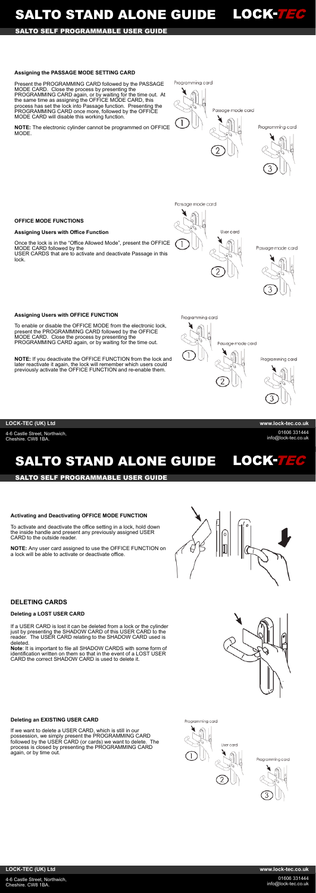## Assigning the PASSAGE MODE SETTING CARD

Present the PROGRAMMING CARD followed by the PASSAGE MODE CARD. Close the process by presenting the PROGRAMMING CARD again, or by waiting for the time out. At the same time as assigning the OFFICE MODE CARD, this process has set the lock into Passage function. Presenting the PROGRAMMING CARD once more, followed by the OFFICE MODE CARD will disable this working function.

**NOTE:** The electronic cylinder cannot be programmed on OFFICE MODE.

Programming card

Passage mode card

Programming card

## OFFICE MODE FUNCTIONS

### Assigning Users with Office Function

Once the lock is in the "Office Allowed Mode", present the OFFICE MODE CARD followed by the USER CARDS that are to activate and deactivate Passage in this lock.

Passage mode card

User card

Passage mode card

### Assigning Users with OFFICE FUNCTION

To enable or disable the OFFICE MODE from the electronic lock, present the PROGRAMMING CARD followed by the OFFICE MODE CARD. Close the process by presenting the PROGRAMMING CARD again, or by waiting for the time out.

**NOTE:** If you deactivate the OFFICE FUNCTION from the lock and later reactivate it again, the lock will remember which users could previously activate the OFFICE FUNCTION and re-enable them.

Programming card

Passage mode card

Programming card

### Activating and Deactivating OFFICE MODE FUNCTION

To activate and deactivate the office setting in a lock, hold down the inside handle and present any previously assigned USER CARD to the outside reader.

**NOTE:** Any user card assigned to use the OFFICE FUNCTION on a lock will be able to activate or deactivate office.

## DELETING CARDS

### Deleting a LOST USER CARD

If a USER CARD is lost it can be deleted from a lock or the cylinder just by presenting the SHADOW CARD of this USER CARD to the reader. The USER CARD relating to the SHADOW CARD used is deleted.

**Note**: It is important to file all SHADOW CARDS with some form of identification written on them so that in the event of a LOST USER CARD the correct SHADOW CARD is used to delete it.

### Deleting an EXISTING USER CARD

If we want to delete a USER CARD, which is still in our possession, we simply present the PROGRAMMING CARD followed by the USER CARD (or cards) we want to delete. The process is closed by presenting the PROGRAMMING CARD again, or by time out.

Programming card

User card

Programming card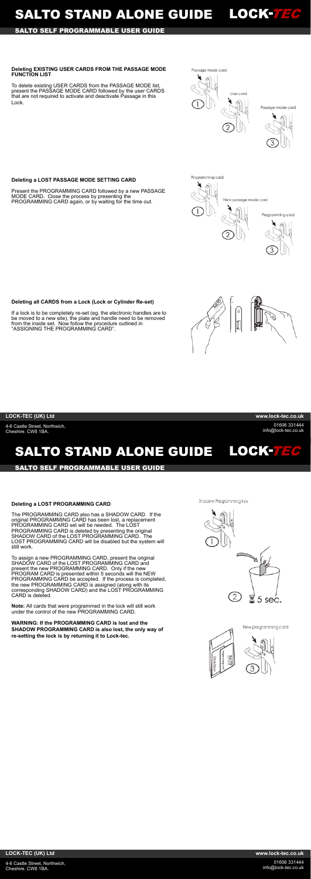#### Deleting EXISTING USER CARDS FROM THE PASSAGE MODE FUNCTION LIST

To delete existing USER CARDS from the PASSAGE MODE list, present the PASSAGE MODE CARD followed by the user CARDS that are not required to activate and deactivate Passage in this Lock.

#### Deleting a LOST PASSAGE MODE SETTING CARD

Present the PROGRAMMING CARD followed by a new PASSAGE MODE CARD. Close the process by presenting the PROGRAMMING CARD again, or by waiting for the time out.

#### Deleting all CARDS from a Lock (Lock or Cylinder Re-set)

If a lock is to be completely re-set (eg. the electronic handles are to be moved to a new site), the plate and handle need to be removed from the inside set. Now follow the procedure outlined in "ASSIGNING THE PROGRAMMING CARD".

#### Deleting a LOST PROGRAMMING CARD

The PROGRAMMING CARD also has a SHADOW CARD. If the original PROGRAMMING CARD has been lost, a replacement PROGRAMMING CARD set will be needed. The LOST PROGRAMMING CARD is deleted by presenting the original SHADOW CARD of the LOST PROGRAMMING CARD. The LOST PROGRAMMING CARD will be disabled but the system will still work.

To assign a new PROGRAMMING CARD, present the original SHADOW CARD of the LOST PROGRAMMING CARD and present the new PROGRAMMING CARD. Only if the new PROGRAM CARD is presented within 5 seconds will the NEW PROGRAMMING CARD be accepted. If the process is completed, the new PROGRAMMING CARD is assigned (along with its corresponding SHADOW CARD) and the LOST PROGRAMMING CARD is deleted.

**Note:** All cards that were programmed in the lock will still work under the control of the new PROGRAMMING CARD.

**WARNING: If the PROGRAMMING CARD is lost and the SHADOW PROGRAMMING CARD is also lost, the only way of re-setting the lock is by returning it to Lock-tec.**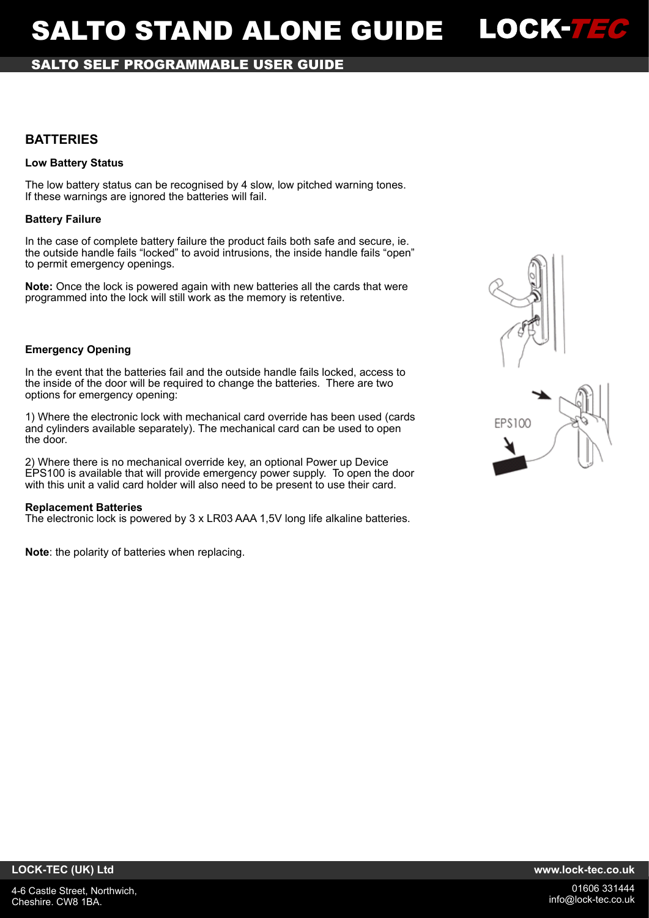## BATTERIES

**Low Battery Status**

The low battery status can be recognised by 4 slow, low pitched warning tones. If these warnings are ignored the batteries will fail.

**Battery Failure**

In the case of complete battery failure the product fails both safe and secure, ie. the outside handle fails "locked" to avoid intrusions, the inside handle fails "open" to permit emergency openings.

**Note:** Once the lock is powered again with new batteries all the cards that were programmed into the lock will still work as the memory is retentive.

**Emergency Opening**

In the event that the batteries fail and the outside handle fails locked, access to the inside of the door will be required to change the batteries. There are two options for emergency opening:

1) Where the electronic lock with mechanical card override has been used (cards and cylinders available separately). The mechanical card can be used to open the door.

2) Where there is no mechanical override key, an optional Power up Device EPS100 is available that will provide emergency power supply. To open the door with this unit a valid card holder will also need to be present to use their card.

EPS100

**Replacement Batteries**
The electronic lock is powered by 3 x LR03 AAA 1,5V long life alkaline batteries.

**Note**: the polarity of batteries when replacing.